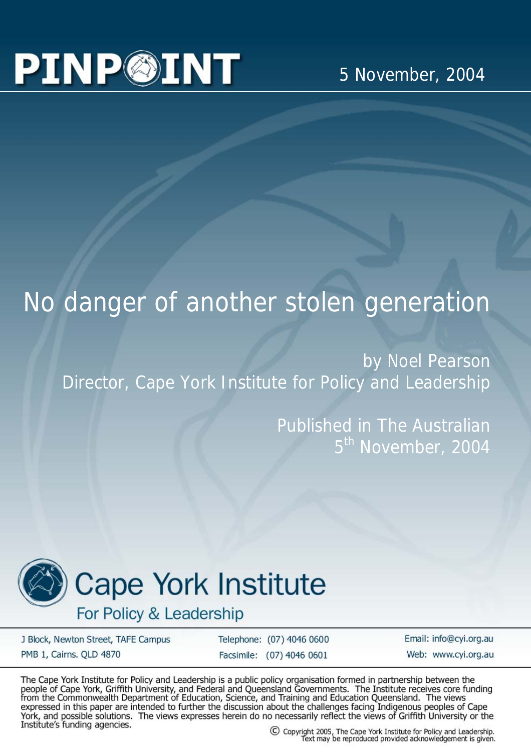# PINPOINT

5 November, 2004

# No danger of another stolen generation

by Noel Pearson
Director, Cape York Institute for Policy and Leadership

Published in The Australian
5th November, 2004

**Cape York Institute**
**For Policy & Leadership**

J Block, Newton Street, TAFE Campus
PMB 1, Cairns. QLD 4870

Telephone: (07) 4046 0600
Facsimile: (07) 4046 0601

Email: info@cyi.org.au
Web: www.cyi.org.au

The Cape York Institute for Policy and Leadership is a public policy organisation formed in partnership between the people of Cape York, Griffith University, and Federal and Queensland Governments. The Institute receives core funding from the Commonwealth Department of Education, Science, and Training and Education Queensland. The views expressed in this paper are intended to further the discussion about the challenges facing Indigenous peoples of Cape York, and possible solutions. The views expresses herein do no necessarily reflect the views of Griffith University or the Institute's funding agencies.

© Copyright 2005, The Cape York Institute for Policy and Leadership.
Text may be reproduced provided acknowledgement is given.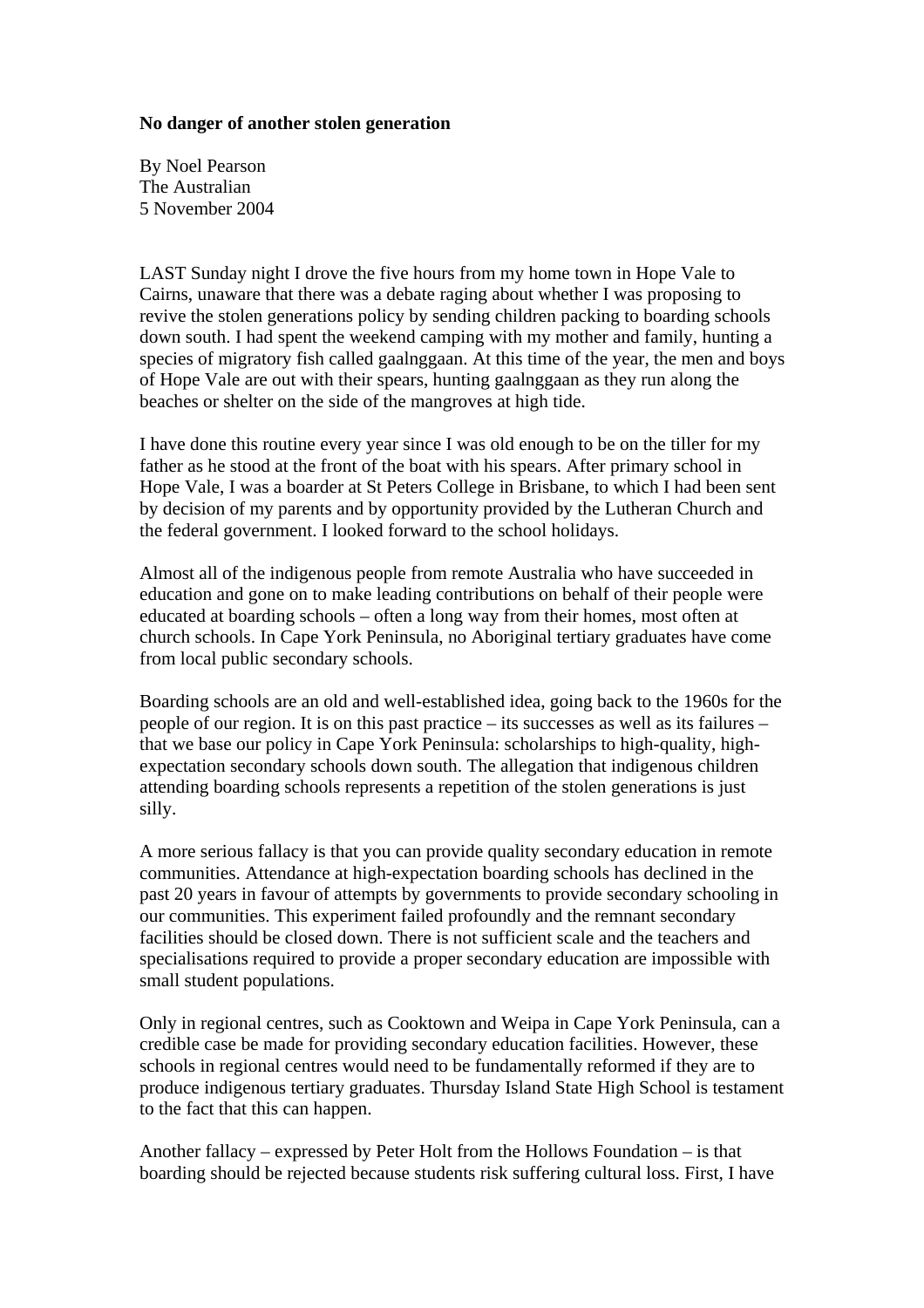**No danger of another stolen generation**

By Noel Pearson
The Australian
5 November 2004

LAST Sunday night I drove the five hours from my home town in Hope Vale to Cairns, unaware that there was a debate raging about whether I was proposing to revive the stolen generations policy by sending children packing to boarding schools down south. I had spent the weekend camping with my mother and family, hunting a species of migratory fish called gaalnggaan. At this time of the year, the men and boys of Hope Vale are out with their spears, hunting gaalnggaan as they run along the beaches or shelter on the side of the mangroves at high tide.

I have done this routine every year since I was old enough to be on the tiller for my father as he stood at the front of the boat with his spears. After primary school in Hope Vale, I was a boarder at St Peters College in Brisbane, to which I had been sent by decision of my parents and by opportunity provided by the Lutheran Church and the federal government. I looked forward to the school holidays.

Almost all of the indigenous people from remote Australia who have succeeded in education and gone on to make leading contributions on behalf of their people were educated at boarding schools – often a long way from their homes, most often at church schools. In Cape York Peninsula, no Aboriginal tertiary graduates have come from local public secondary schools.

Boarding schools are an old and well-established idea, going back to the 1960s for the people of our region. It is on this past practice – its successes as well as its failures – that we base our policy in Cape York Peninsula: scholarships to high-quality, high-expectation secondary schools down south. The allegation that indigenous children attending boarding schools represents a repetition of the stolen generations is just silly.

A more serious fallacy is that you can provide quality secondary education in remote communities. Attendance at high-expectation boarding schools has declined in the past 20 years in favour of attempts by governments to provide secondary schooling in our communities. This experiment failed profoundly and the remnant secondary facilities should be closed down. There is not sufficient scale and the teachers and specialisations required to provide a proper secondary education are impossible with small student populations.

Only in regional centres, such as Cooktown and Weipa in Cape York Peninsula, can a credible case be made for providing secondary education facilities. However, these schools in regional centres would need to be fundamentally reformed if they are to produce indigenous tertiary graduates. Thursday Island State High School is testament to the fact that this can happen.

Another fallacy – expressed by Peter Holt from the Hollows Foundation – is that boarding should be rejected because students risk suffering cultural loss. First, I have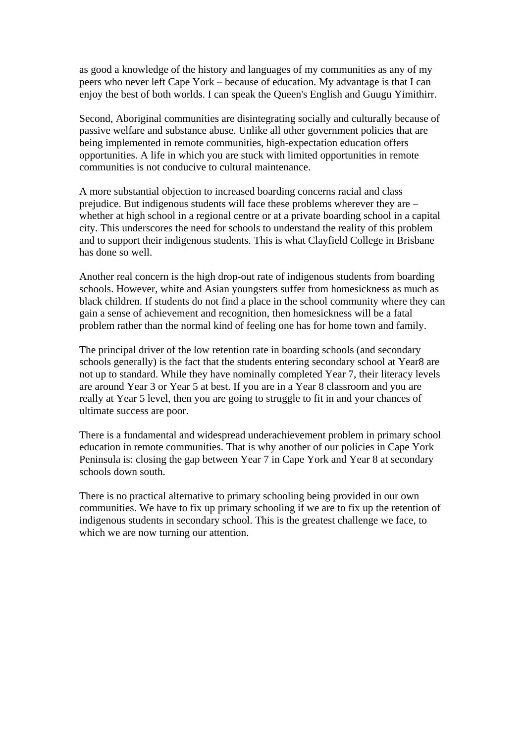as good a knowledge of the history and languages of my communities as any of my peers who never left Cape York – because of education. My advantage is that I can enjoy the best of both worlds. I can speak the Queen's English and Guugu Yimithirr.

Second, Aboriginal communities are disintegrating socially and culturally because of passive welfare and substance abuse. Unlike all other government policies that are being implemented in remote communities, high-expectation education offers opportunities. A life in which you are stuck with limited opportunities in remote communities is not conducive to cultural maintenance.

A more substantial objection to increased boarding concerns racial and class prejudice. But indigenous students will face these problems wherever they are – whether at high school in a regional centre or at a private boarding school in a capital city. This underscores the need for schools to understand the reality of this problem and to support their indigenous students. This is what Clayfield College in Brisbane has done so well.

Another real concern is the high drop-out rate of indigenous students from boarding schools. However, white and Asian youngsters suffer from homesickness as much as black children. If students do not find a place in the school community where they can gain a sense of achievement and recognition, then homesickness will be a fatal problem rather than the normal kind of feeling one has for home town and family.

The principal driver of the low retention rate in boarding schools (and secondary schools generally) is the fact that the students entering secondary school at Year8 are not up to standard. While they have nominally completed Year 7, their literacy levels are around Year 3 or Year 5 at best. If you are in a Year 8 classroom and you are really at Year 5 level, then you are going to struggle to fit in and your chances of ultimate success are poor.

There is a fundamental and widespread underachievement problem in primary school education in remote communities. That is why another of our policies in Cape York Peninsula is: closing the gap between Year 7 in Cape York and Year 8 at secondary schools down south.

There is no practical alternative to primary schooling being provided in our own communities. We have to fix up primary schooling if we are to fix up the retention of indigenous students in secondary school. This is the greatest challenge we face, to which we are now turning our attention.